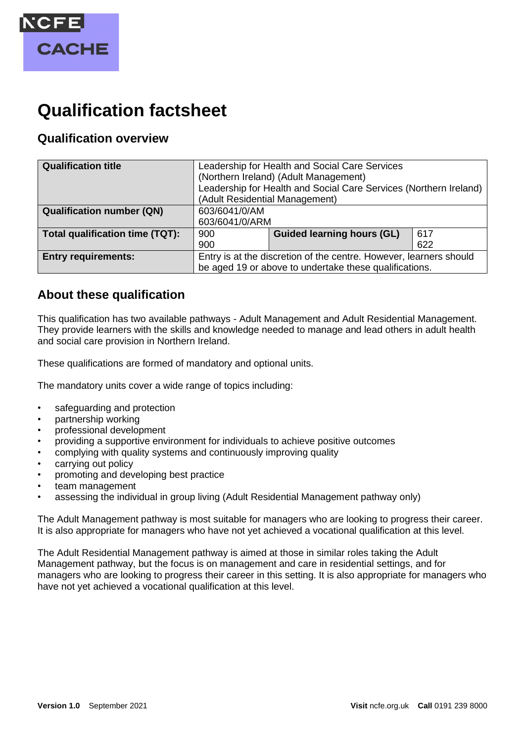# Qualification factsheet

## Qualification overview

| **Qualification title** | Leadership for Health and Social Care Services (Northern Ireland) (Adult Management)<br>Leadership for Health and Social Care Services (Northern Ireland) (Adult Residential Management) | | |
|---|---|---|---|
| **Qualification number (QN)** | 603/6041/0/AM<br>603/6041/0/ARM | | |
| **Total qualification time (TQT):** | 900<br>900 | **Guided learning hours (GL)** | 617<br>622 |
| **Entry requirements:** | Entry is at the discretion of the centre. However, learners should be aged 19 or above to undertake these qualifications. | | |

## About these qualification

This qualification has two available pathways - Adult Management and Adult Residential Management. They provide learners with the skills and knowledge needed to manage and lead others in adult health and social care provision in Northern Ireland.

These qualifications are formed of mandatory and optional units.

The mandatory units cover a wide range of topics including:

- safeguarding and protection
- partnership working
- professional development
- providing a supportive environment for individuals to achieve positive outcomes
- complying with quality systems and continuously improving quality
- carrying out policy
- promoting and developing best practice
- team management
- assessing the individual in group living (Adult Residential Management pathway only)

The Adult Management pathway is most suitable for managers who are looking to progress their career. It is also appropriate for managers who have not yet achieved a vocational qualification at this level.

The Adult Residential Management pathway is aimed at those in similar roles taking the Adult Management pathway, but the focus is on management and care in residential settings, and for managers who are looking to progress their career in this setting. It is also appropriate for managers who have not yet achieved a vocational qualification at this level.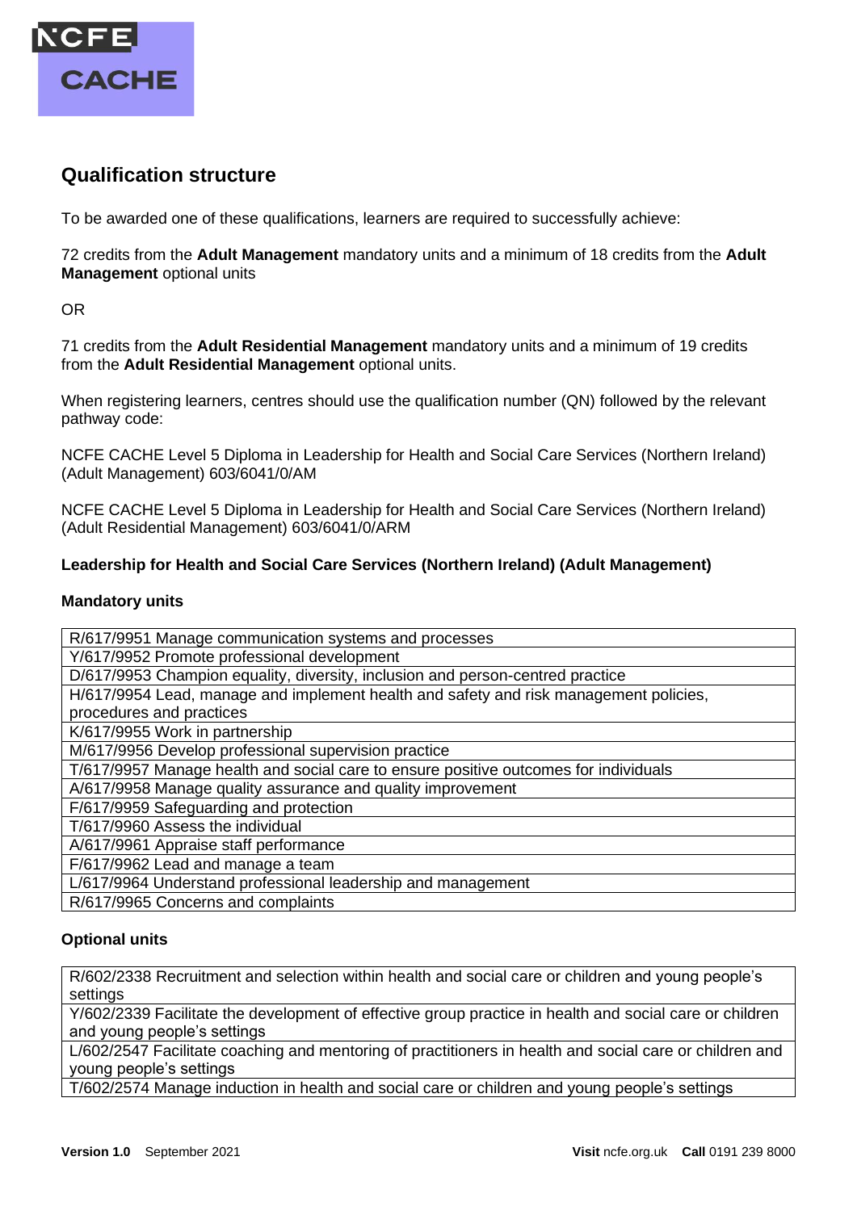## Qualification structure

To be awarded one of these qualifications, learners are required to successfully achieve:

72 credits from the **Adult Management** mandatory units and a minimum of 18 credits from the **Adult Management** optional units

OR

71 credits from the **Adult Residential Management** mandatory units and a minimum of 19 credits from the **Adult Residential Management** optional units.

When registering learners, centres should use the qualification number (QN) followed by the relevant pathway code:

NCFE CACHE Level 5 Diploma in Leadership for Health and Social Care Services (Northern Ireland) (Adult Management) 603/6041/0/AM

NCFE CACHE Level 5 Diploma in Leadership for Health and Social Care Services (Northern Ireland) (Adult Residential Management) 603/6041/0/ARM

### Leadership for Health and Social Care Services (Northern Ireland) (Adult Management)

#### Mandatory units

| |
|---|
| R/617/9951 Manage communication systems and processes |
| Y/617/9952 Promote professional development |
| D/617/9953 Champion equality, diversity, inclusion and person-centred practice |
| H/617/9954 Lead, manage and implement health and safety and risk management policies, procedures and practices |
| K/617/9955 Work in partnership |
| M/617/9956 Develop professional supervision practice |
| T/617/9957 Manage health and social care to ensure positive outcomes for individuals |
| A/617/9958 Manage quality assurance and quality improvement |
| F/617/9959 Safeguarding and protection |
| T/617/9960 Assess the individual |
| A/617/9961 Appraise staff performance |
| F/617/9962 Lead and manage a team |
| L/617/9964 Understand professional leadership and management |
| R/617/9965 Concerns and complaints |

#### Optional units

| |
|---|
| R/602/2338 Recruitment and selection within health and social care or children and young people's settings |
| Y/602/2339 Facilitate the development of effective group practice in health and social care or children and young people's settings |
| L/602/2547 Facilitate coaching and mentoring of practitioners in health and social care or children and young people's settings |
| T/602/2574 Manage induction in health and social care or children and young people's settings |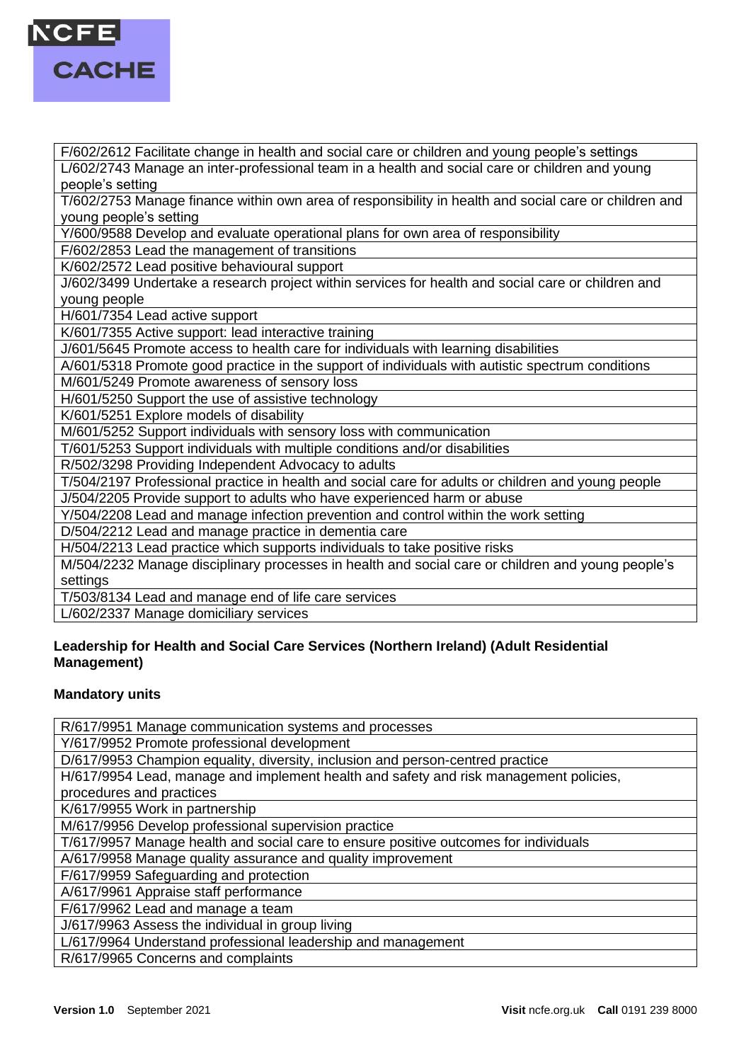| F/602/2612 Facilitate change in health and social care or children and young people's settings |
|---|
| L/602/2743 Manage an inter-professional team in a health and social care or children and young people's setting |
| T/602/2753 Manage finance within own area of responsibility in health and social care or children and young people's setting |
| Y/600/9588 Develop and evaluate operational plans for own area of responsibility |
| F/602/2853 Lead the management of transitions |
| K/602/2572 Lead positive behavioural support |
| J/602/3499 Undertake a research project within services for health and social care or children and young people |
| H/601/7354 Lead active support |
| K/601/7355 Active support: lead interactive training |
| J/601/5645 Promote access to health care for individuals with learning disabilities |
| A/601/5318 Promote good practice in the support of individuals with autistic spectrum conditions |
| M/601/5249 Promote awareness of sensory loss |
| H/601/5250 Support the use of assistive technology |
| K/601/5251 Explore models of disability |
| M/601/5252 Support individuals with sensory loss with communication |
| T/601/5253 Support individuals with multiple conditions and/or disabilities |
| R/502/3298 Providing Independent Advocacy to adults |
| T/504/2197 Professional practice in health and social care for adults or children and young people |
| J/504/2205 Provide support to adults who have experienced harm or abuse |
| Y/504/2208 Lead and manage infection prevention and control within the work setting |
| D/504/2212 Lead and manage practice in dementia care |
| H/504/2213 Lead practice which supports individuals to take positive risks |
| M/504/2232 Manage disciplinary processes in health and social care or children and young people's settings |
| T/503/8134 Lead and manage end of life care services |
| L/602/2337 Manage domiciliary services |

**Leadership for Health and Social Care Services (Northern Ireland) (Adult Residential Management)**

**Mandatory units**

| R/617/9951 Manage communication systems and processes |
|---|
| Y/617/9952 Promote professional development |
| D/617/9953 Champion equality, diversity, inclusion and person-centred practice |
| H/617/9954 Lead, manage and implement health and safety and risk management policies, procedures and practices |
| K/617/9955 Work in partnership |
| M/617/9956 Develop professional supervision practice |
| T/617/9957 Manage health and social care to ensure positive outcomes for individuals |
| A/617/9958 Manage quality assurance and quality improvement |
| F/617/9959 Safeguarding and protection |
| A/617/9961 Appraise staff performance |
| F/617/9962 Lead and manage a team |
| J/617/9963 Assess the individual in group living |
| L/617/9964 Understand professional leadership and management |
| R/617/9965 Concerns and complaints |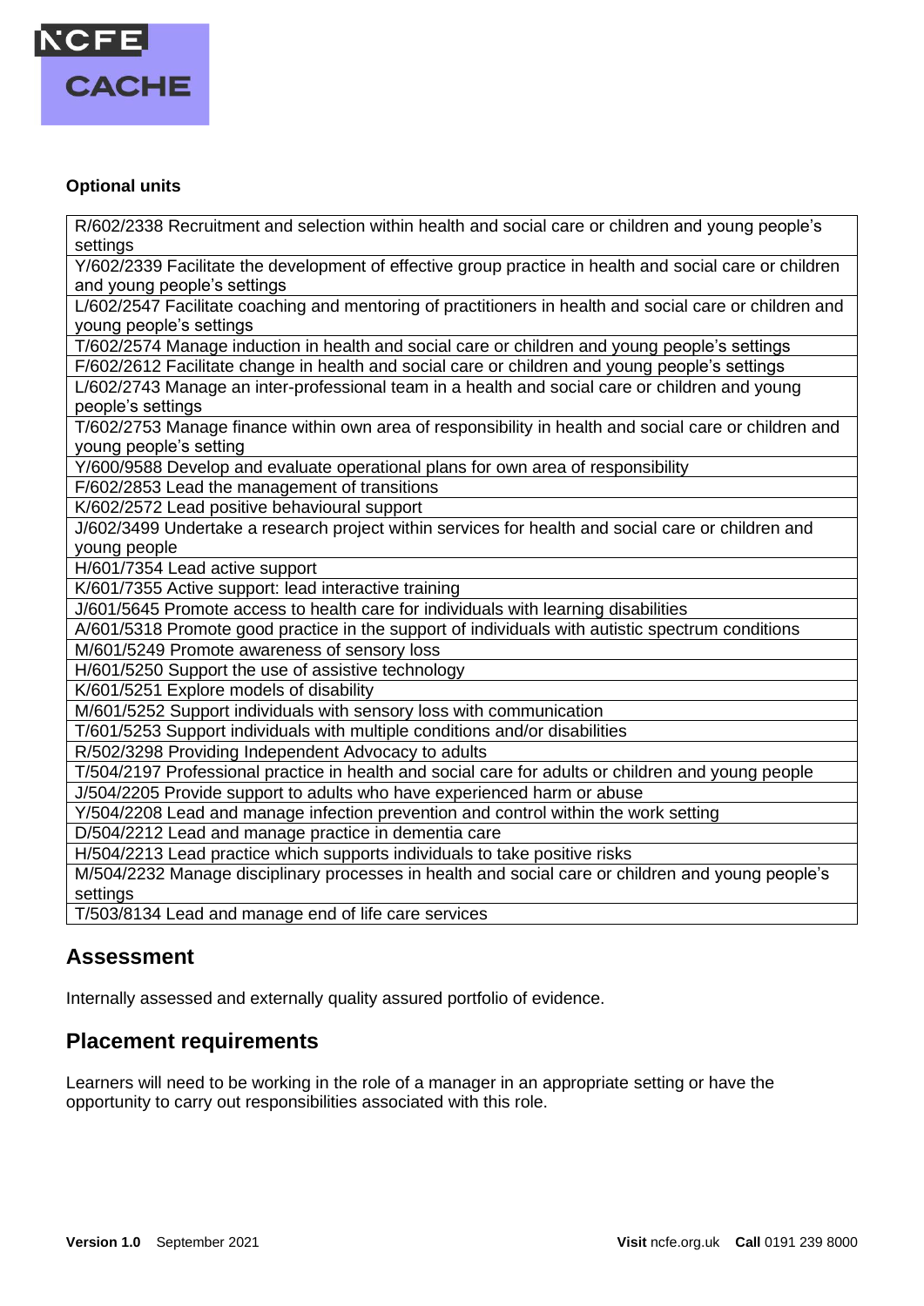**Optional units**

| |
|---|
| R/602/2338 Recruitment and selection within health and social care or children and young people's settings |
| Y/602/2339 Facilitate the development of effective group practice in health and social care or children and young people's settings |
| L/602/2547 Facilitate coaching and mentoring of practitioners in health and social care or children and young people's settings |
| T/602/2574 Manage induction in health and social care or children and young people's settings |
| F/602/2612 Facilitate change in health and social care or children and young people's settings |
| L/602/2743 Manage an inter-professional team in a health and social care or children and young people's settings |
| T/602/2753 Manage finance within own area of responsibility in health and social care or children and young people's setting |
| Y/600/9588 Develop and evaluate operational plans for own area of responsibility |
| F/602/2853 Lead the management of transitions |
| K/602/2572 Lead positive behavioural support |
| J/602/3499 Undertake a research project within services for health and social care or children and young people |
| H/601/7354 Lead active support |
| K/601/7355 Active support: lead interactive training |
| J/601/5645 Promote access to health care for individuals with learning disabilities |
| A/601/5318 Promote good practice in the support of individuals with autistic spectrum conditions |
| M/601/5249 Promote awareness of sensory loss |
| H/601/5250 Support the use of assistive technology |
| K/601/5251 Explore models of disability |
| M/601/5252 Support individuals with sensory loss with communication |
| T/601/5253 Support individuals with multiple conditions and/or disabilities |
| R/502/3298 Providing Independent Advocacy to adults |
| T/504/2197 Professional practice in health and social care for adults or children and young people |
| J/504/2205 Provide support to adults who have experienced harm or abuse |
| Y/504/2208 Lead and manage infection prevention and control within the work setting |
| D/504/2212 Lead and manage practice in dementia care |
| H/504/2213 Lead practice which supports individuals to take positive risks |
| M/504/2232 Manage disciplinary processes in health and social care or children and young people's settings |
| T/503/8134 Lead and manage end of life care services |

## Assessment

Internally assessed and externally quality assured portfolio of evidence.

## Placement requirements

Learners will need to be working in the role of a manager in an appropriate setting or have the opportunity to carry out responsibilities associated with this role.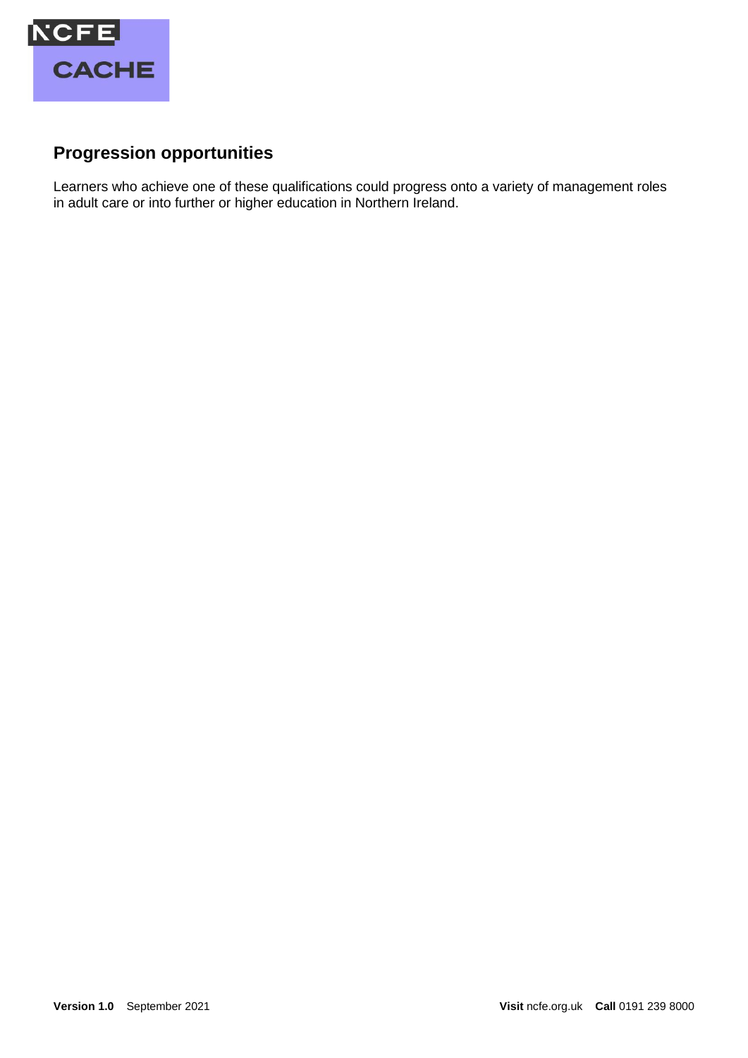## Progression opportunities

Learners who achieve one of these qualifications could progress onto a variety of management roles in adult care or into further or higher education in Northern Ireland.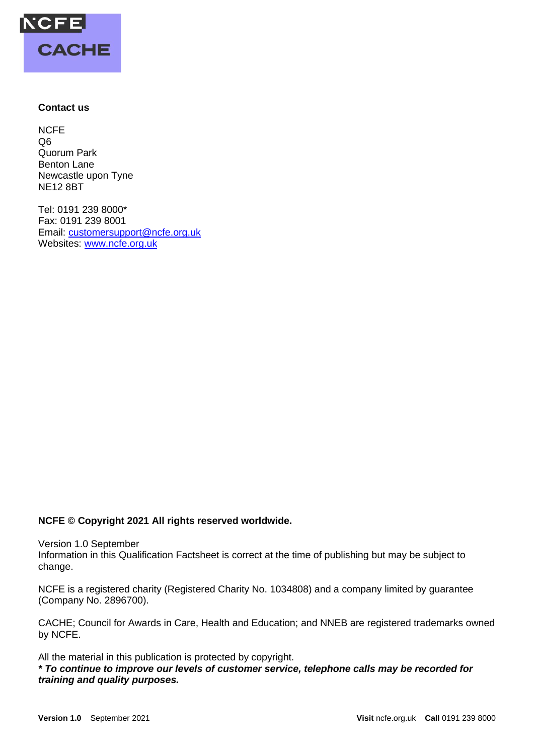**Contact us**

NCFE
Q6
Quorum Park
Benton Lane
Newcastle upon Tyne
NE12 8BT

Tel: 0191 239 8000*
Fax: 0191 239 8001
Email: customersupport@ncfe.org.uk
Websites: www.ncfe.org.uk

**NCFE © Copyright 2021 All rights reserved worldwide.**

Version 1.0 September
Information in this Qualification Factsheet is correct at the time of publishing but may be subject to change.

NCFE is a registered charity (Registered Charity No. 1034808) and a company limited by guarantee (Company No. 2896700).

CACHE; Council for Awards in Care, Health and Education; and NNEB are registered trademarks owned by NCFE.

All the material in this publication is protected by copyright.
***\* To continue to improve our levels of customer service, telephone calls may be recorded for training and quality purposes.***